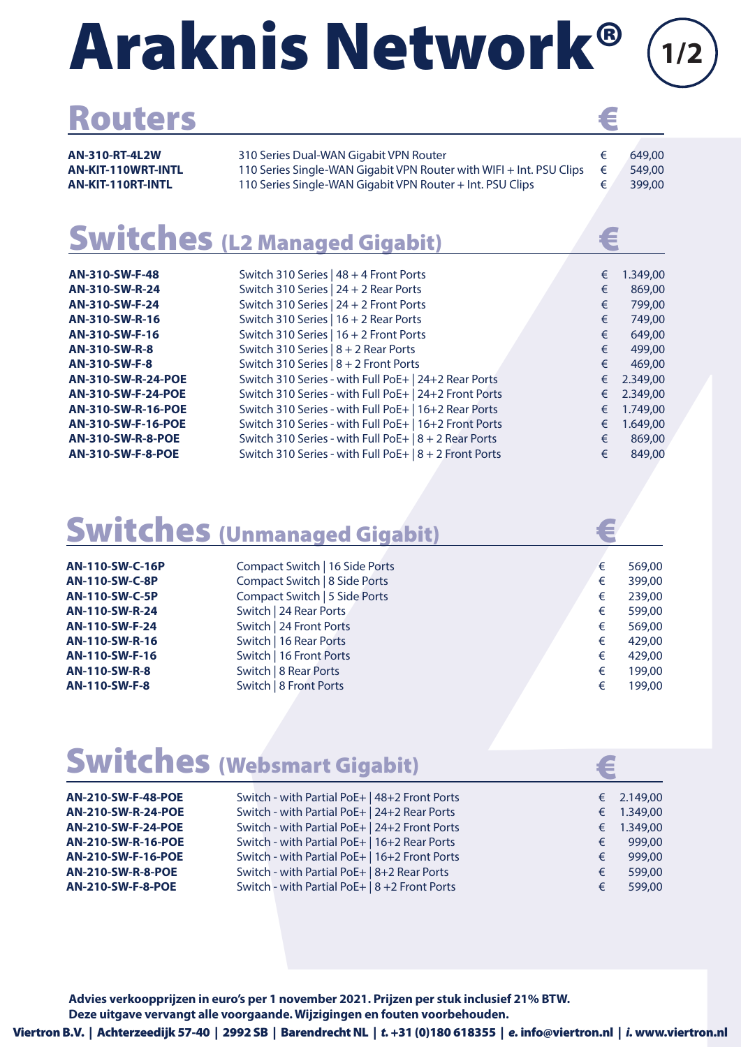# Araknis Network®

## Routers

| | | € |
|---|---|---|
| **AN-310-RT-4L2W** | 310 Series Dual-WAN Gigabit VPN Router | € 649,00 |
| **AN-KIT-110WRT-INTL** | 110 Series Single-WAN Gigabit VPN Router with WIFI + Int. PSU Clips | € 549,00 |
| **AN-KIT-110RT-INTL** | 110 Series Single-WAN Gigabit VPN Router + Int. PSU Clips | € 399,00 |

## Switches (L2 Managed Gigabit)

| | | € |
|---|---|---|
| **AN-310-SW-F-48** | Switch 310 Series \| 48 + 4 Front Ports | € 1.349,00 |
| **AN-310-SW-R-24** | Switch 310 Series \| 24 + 2 Rear Ports | € 869,00 |
| **AN-310-SW-F-24** | Switch 310 Series \| 24 + 2 Front Ports | € 799,00 |
| **AN-310-SW-R-16** | Switch 310 Series \| 16 + 2 Rear Ports | € 749,00 |
| **AN-310-SW-F-16** | Switch 310 Series \| 16 + 2 Front Ports | € 649,00 |
| **AN-310-SW-R-8** | Switch 310 Series \| 8 + 2 Rear Ports | € 499,00 |
| **AN-310-SW-F-8** | Switch 310 Series \| 8 + 2 Front Ports | € 469,00 |
| **AN-310-SW-R-24-POE** | Switch 310 Series - with Full PoE+ \| 24+2 Rear Ports | € 2.349,00 |
| **AN-310-SW-F-24-POE** | Switch 310 Series - with Full PoE+ \| 24+2 Front Ports | € 2.349,00 |
| **AN-310-SW-R-16-POE** | Switch 310 Series - with Full PoE+ \| 16+2 Rear Ports | € 1.749,00 |
| **AN-310-SW-F-16-POE** | Switch 310 Series - with Full PoE+ \| 16+2 Front Ports | € 1.649,00 |
| **AN-310-SW-R-8-POE** | Switch 310 Series - with Full PoE+ \| 8 + 2 Rear Ports | € 869,00 |
| **AN-310-SW-F-8-POE** | Switch 310 Series - with Full PoE+ \| 8 + 2 Front Ports | € 849,00 |

## Switches (Unmanaged Gigabit)

| | | € |
|---|---|---|
| **AN-110-SW-C-16P** | Compact Switch \| 16 Side Ports | € 569,00 |
| **AN-110-SW-C-8P** | Compact Switch \| 8 Side Ports | € 399,00 |
| **AN-110-SW-C-5P** | Compact Switch \| 5 Side Ports | € 239,00 |
| **AN-110-SW-R-24** | Switch \| 24 Rear Ports | € 599,00 |
| **AN-110-SW-F-24** | Switch \| 24 Front Ports | € 569,00 |
| **AN-110-SW-R-16** | Switch \| 16 Rear Ports | € 429,00 |
| **AN-110-SW-F-16** | Switch \| 16 Front Ports | € 429,00 |
| **AN-110-SW-R-8** | Switch \| 8 Rear Ports | € 199,00 |
| **AN-110-SW-F-8** | Switch \| 8 Front Ports | € 199,00 |

## Switches (Websmart Gigabit)

| | | € |
|---|---|---|
| **AN-210-SW-F-48-POE** | Switch - with Partial PoE+ \| 48+2 Front Ports | € 2.149,00 |
| **AN-210-SW-R-24-POE** | Switch - with Partial PoE+ \| 24+2 Rear Ports | € 1.349,00 |
| **AN-210-SW-F-24-POE** | Switch - with Partial PoE+ \| 24+2 Front Ports | € 1.349,00 |
| **AN-210-SW-R-16-POE** | Switch - with Partial PoE+ \| 16+2 Rear Ports | € 999,00 |
| **AN-210-SW-F-16-POE** | Switch - with Partial PoE+ \| 16+2 Front Ports | € 999,00 |
| **AN-210-SW-R-8-POE** | Switch - with Partial PoE+ \| 8+2 Rear Ports | € 599,00 |
| **AN-210-SW-F-8-POE** | Switch - with Partial PoE+ \| 8 +2 Front Ports | € 599,00 |

**Advies verkoopprijzen in euro's per 1 november 2021. Prijzen per stuk inclusief 21% BTW.**
**Deze uitgave vervangt alle voorgaande. Wijzigingen en fouten voorbehouden.**

**Viertron B.V. | Achterzeedijk 57-40 | 2992 SB | Barendrecht NL | *t.* +31 (0)180 618355 | *e.* info@viertron.nl | *i.* www.viertron.nl**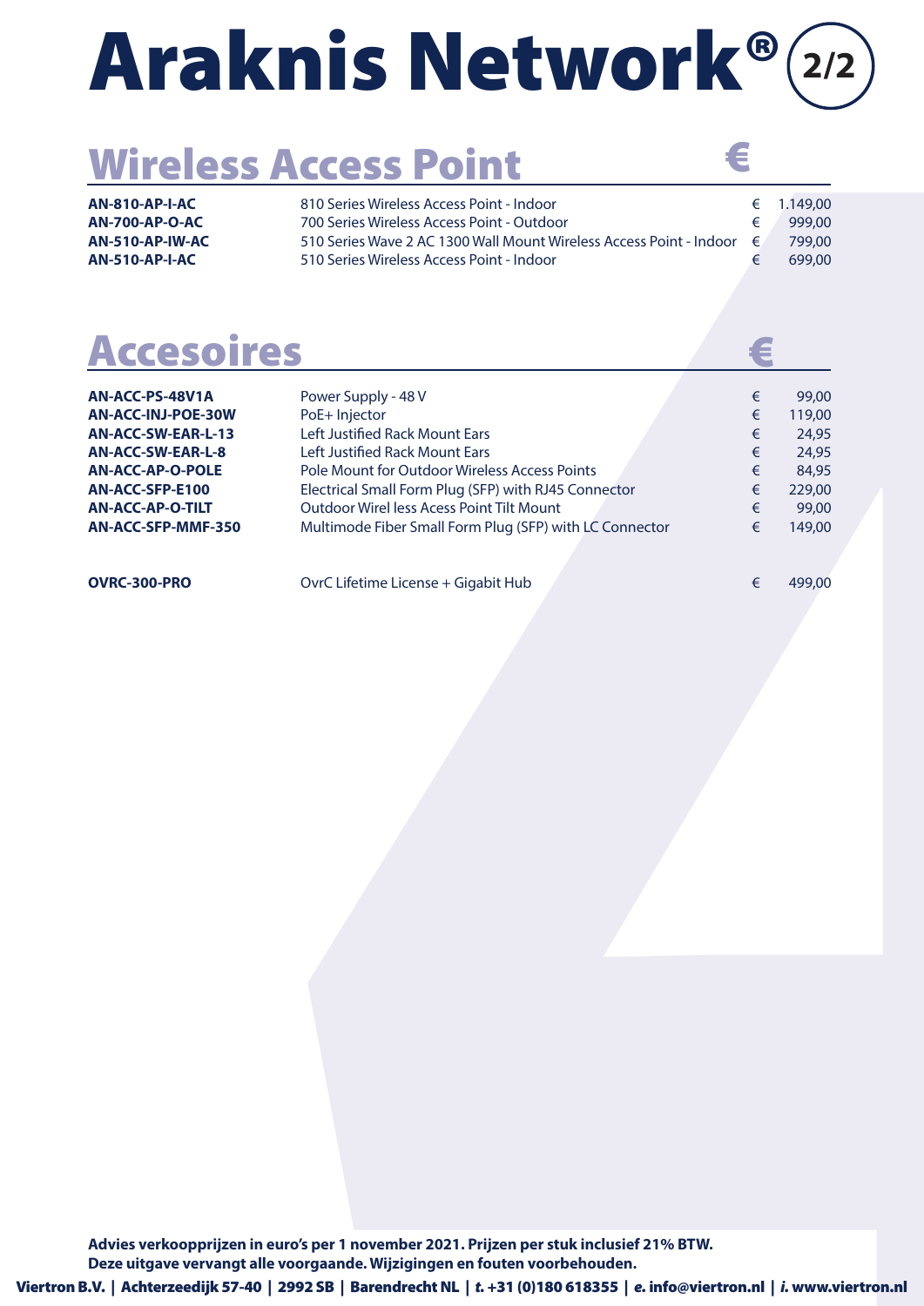# Araknis Network® 2/2

## Wireless Access Point

| | | | € |
|---|---|---|---|
| **AN-810-AP-I-AC** | 810 Series Wireless Access Point - Indoor | € | 1.149,00 |
| **AN-700-AP-O-AC** | 700 Series Wireless Access Point - Outdoor | € | 999,00 |
| **AN-510-AP-IW-AC** | 510 Series Wave 2 AC 1300 Wall Mount Wireless Access Point - Indoor | € | 799,00 |
| **AN-510-AP-I-AC** | 510 Series Wireless Access Point - Indoor | € | 699,00 |

## Accesoires

| | | | € |
|---|---|---|---|
| **AN-ACC-PS-48V1A** | Power Supply - 48 V | € | 99,00 |
| **AN-ACC-INJ-POE-30W** | PoE+ Injector | € | 119,00 |
| **AN-ACC-SW-EAR-L-13** | Left Justified Rack Mount Ears | € | 24,95 |
| **AN-ACC-SW-EAR-L-8** | Left Justified Rack Mount Ears | € | 24,95 |
| **AN-ACC-AP-O-POLE** | Pole Mount for Outdoor Wireless Access Points | € | 84,95 |
| **AN-ACC-SFP-E100** | Electrical Small Form Plug (SFP) with RJ45 Connector | € | 229,00 |
| **AN-ACC-AP-O-TILT** | Outdoor Wirel less Acess Point Tilt Mount | € | 99,00 |
| **AN-ACC-SFP-MMF-350** | Multimode Fiber Small Form Plug (SFP) with LC Connector | € | 149,00 |
| | | | |
| **OVRC-300-PRO** | OvrC Lifetime License + Gigabit Hub | € | 499,00 |

**Advies verkoopprijzen in euro's per 1 november 2021. Prijzen per stuk inclusief 21% BTW.**
**Deze uitgave vervangt alle voorgaande. Wijzigingen en fouten voorbehouden.**

**Viertron B.V. | Achterzeedijk 57-40 | 2992 SB | Barendrecht NL | *t.* +31 (0)180 618355 | *e.* info@viertron.nl | *i.* www.viertron.nl**